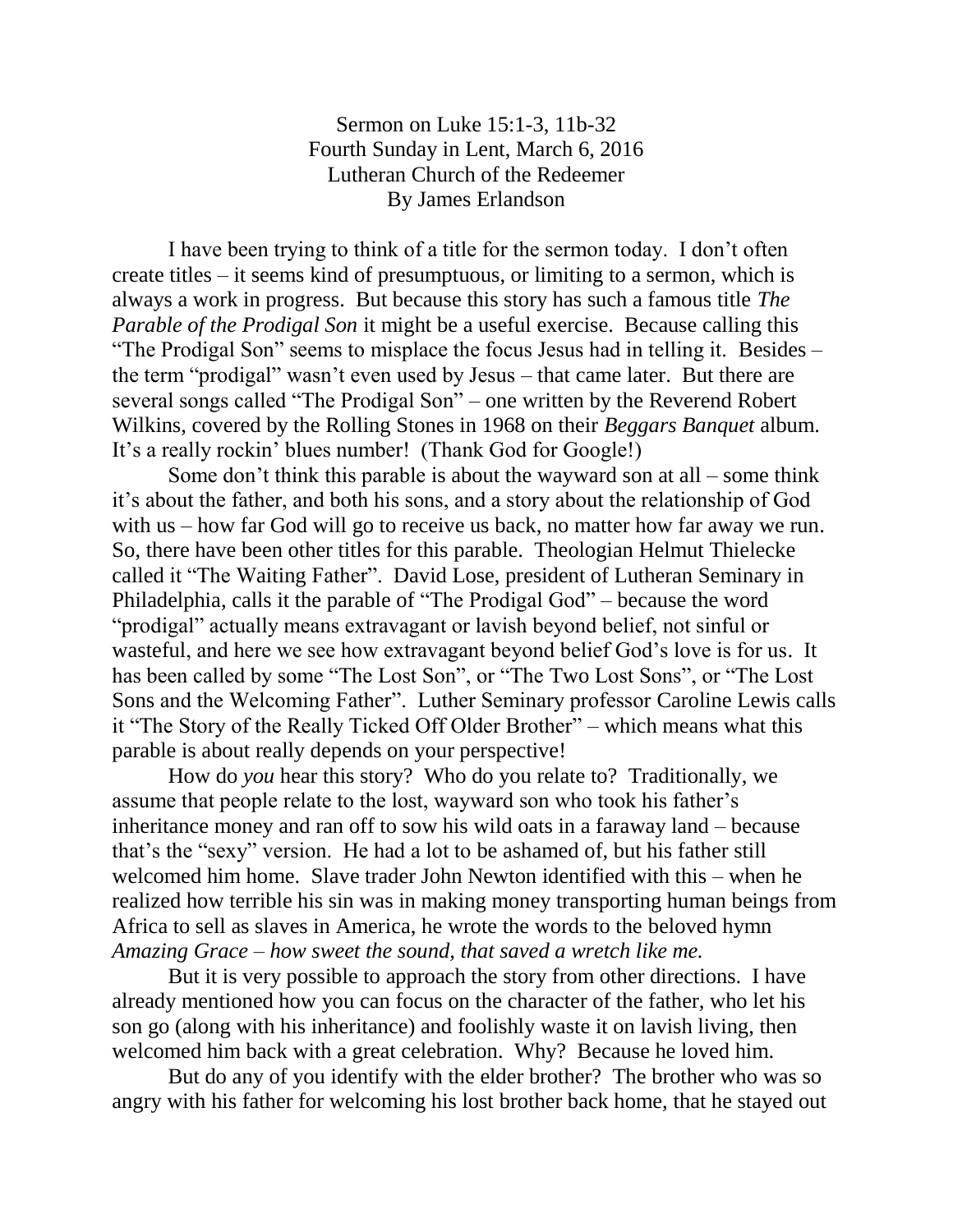Sermon on Luke 15:1-3, 11b-32
Fourth Sunday in Lent, March 6, 2016
Lutheran Church of the Redeemer
By James Erlandson

I have been trying to think of a title for the sermon today. I don't often create titles – it seems kind of presumptuous, or limiting to a sermon, which is always a work in progress. But because this story has such a famous title *The Parable of the Prodigal Son* it might be a useful exercise. Because calling this "The Prodigal Son" seems to misplace the focus Jesus had in telling it. Besides – the term "prodigal" wasn't even used by Jesus – that came later. But there are several songs called "The Prodigal Son" – one written by the Reverend Robert Wilkins, covered by the Rolling Stones in 1968 on their *Beggars Banquet* album. It's a really rockin' blues number! (Thank God for Google!)

Some don't think this parable is about the wayward son at all – some think it's about the father, and both his sons, and a story about the relationship of God with us – how far God will go to receive us back, no matter how far away we run. So, there have been other titles for this parable. Theologian Helmut Thielecke called it "The Waiting Father". David Lose, president of Lutheran Seminary in Philadelphia, calls it the parable of "The Prodigal God" – because the word "prodigal" actually means extravagant or lavish beyond belief, not sinful or wasteful, and here we see how extravagant beyond belief God's love is for us. It has been called by some "The Lost Son", or "The Two Lost Sons", or "The Lost Sons and the Welcoming Father". Luther Seminary professor Caroline Lewis calls it "The Story of the Really Ticked Off Older Brother" – which means what this parable is about really depends on your perspective!

How do *you* hear this story? Who do you relate to? Traditionally, we assume that people relate to the lost, wayward son who took his father's inheritance money and ran off to sow his wild oats in a faraway land – because that's the "sexy" version. He had a lot to be ashamed of, but his father still welcomed him home. Slave trader John Newton identified with this – when he realized how terrible his sin was in making money transporting human beings from Africa to sell as slaves in America, he wrote the words to the beloved hymn *Amazing Grace – how sweet the sound, that saved a wretch like me.*

But it is very possible to approach the story from other directions. I have already mentioned how you can focus on the character of the father, who let his son go (along with his inheritance) and foolishly waste it on lavish living, then welcomed him back with a great celebration. Why? Because he loved him.

But do any of you identify with the elder brother? The brother who was so angry with his father for welcoming his lost brother back home, that he stayed out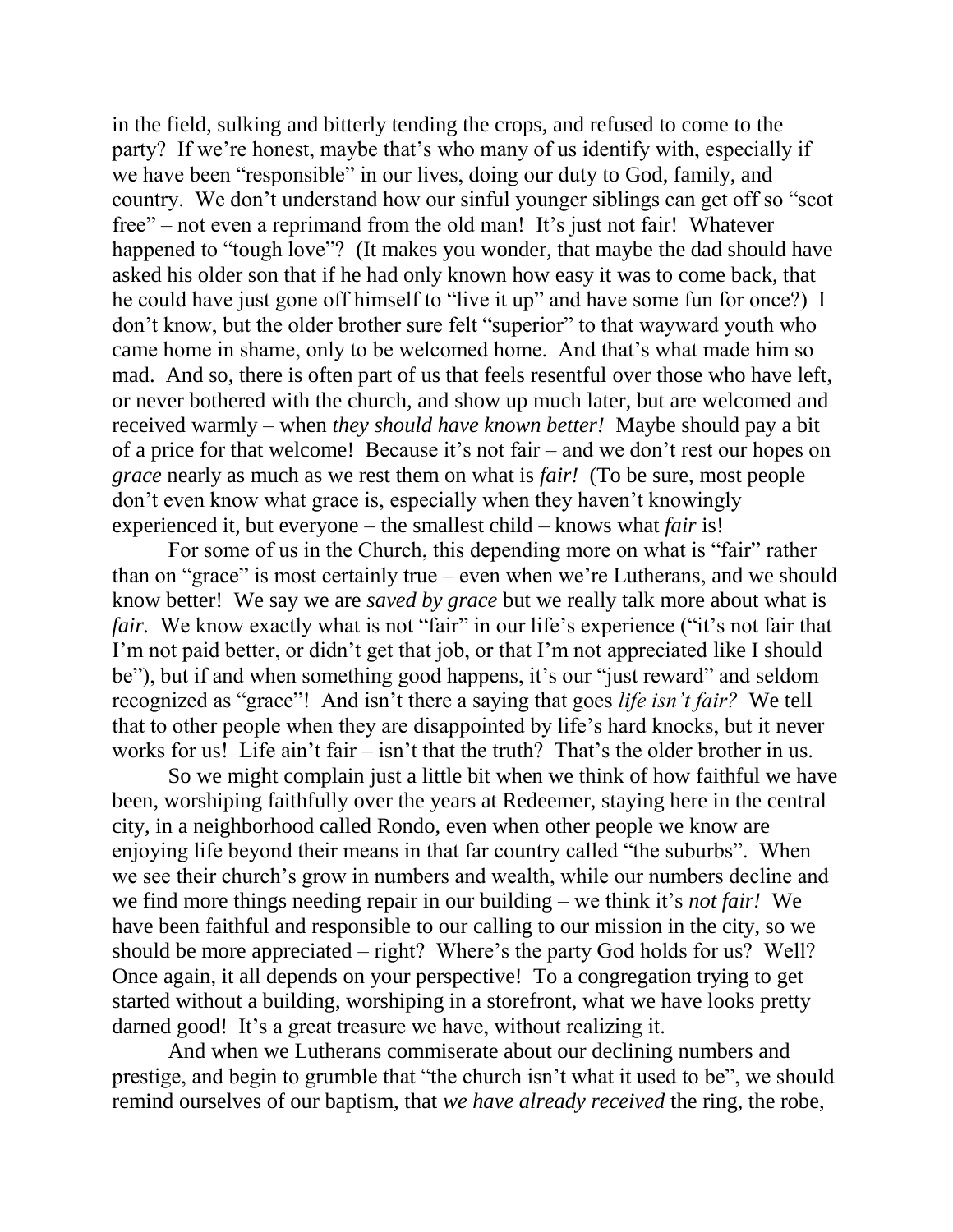in the field, sulking and bitterly tending the crops, and refused to come to the party? If we're honest, maybe that's who many of us identify with, especially if we have been "responsible" in our lives, doing our duty to God, family, and country. We don't understand how our sinful younger siblings can get off so "scot free" – not even a reprimand from the old man! It's just not fair! Whatever happened to "tough love"? (It makes you wonder, that maybe the dad should have asked his older son that if he had only known how easy it was to come back, that he could have just gone off himself to "live it up" and have some fun for once?) I don't know, but the older brother sure felt "superior" to that wayward youth who came home in shame, only to be welcomed home. And that's what made him so mad. And so, there is often part of us that feels resentful over those who have left, or never bothered with the church, and show up much later, but are welcomed and received warmly – when *they should have known better!* Maybe should pay a bit of a price for that welcome! Because it's not fair – and we don't rest our hopes on *grace* nearly as much as we rest them on what is *fair!* (To be sure, most people don't even know what grace is, especially when they haven't knowingly experienced it, but everyone – the smallest child – knows what *fair* is!

For some of us in the Church, this depending more on what is "fair" rather than on "grace" is most certainly true – even when we're Lutherans, and we should know better! We say we are *saved by grace* but we really talk more about what is *fair.* We know exactly what is not "fair" in our life's experience ("it's not fair that I'm not paid better, or didn't get that job, or that I'm not appreciated like I should be"), but if and when something good happens, it's our "just reward" and seldom recognized as "grace"! And isn't there a saying that goes *life isn't fair?* We tell that to other people when they are disappointed by life's hard knocks, but it never works for us! Life ain't fair – isn't that the truth? That's the older brother in us.

So we might complain just a little bit when we think of how faithful we have been, worshiping faithfully over the years at Redeemer, staying here in the central city, in a neighborhood called Rondo, even when other people we know are enjoying life beyond their means in that far country called "the suburbs". When we see their church's grow in numbers and wealth, while our numbers decline and we find more things needing repair in our building – we think it's *not fair!* We have been faithful and responsible to our calling to our mission in the city, so we should be more appreciated – right? Where's the party God holds for us? Well? Once again, it all depends on your perspective! To a congregation trying to get started without a building, worshiping in a storefront, what we have looks pretty darned good! It's a great treasure we have, without realizing it.

And when we Lutherans commiserate about our declining numbers and prestige, and begin to grumble that "the church isn't what it used to be", we should remind ourselves of our baptism, that *we have already received* the ring, the robe,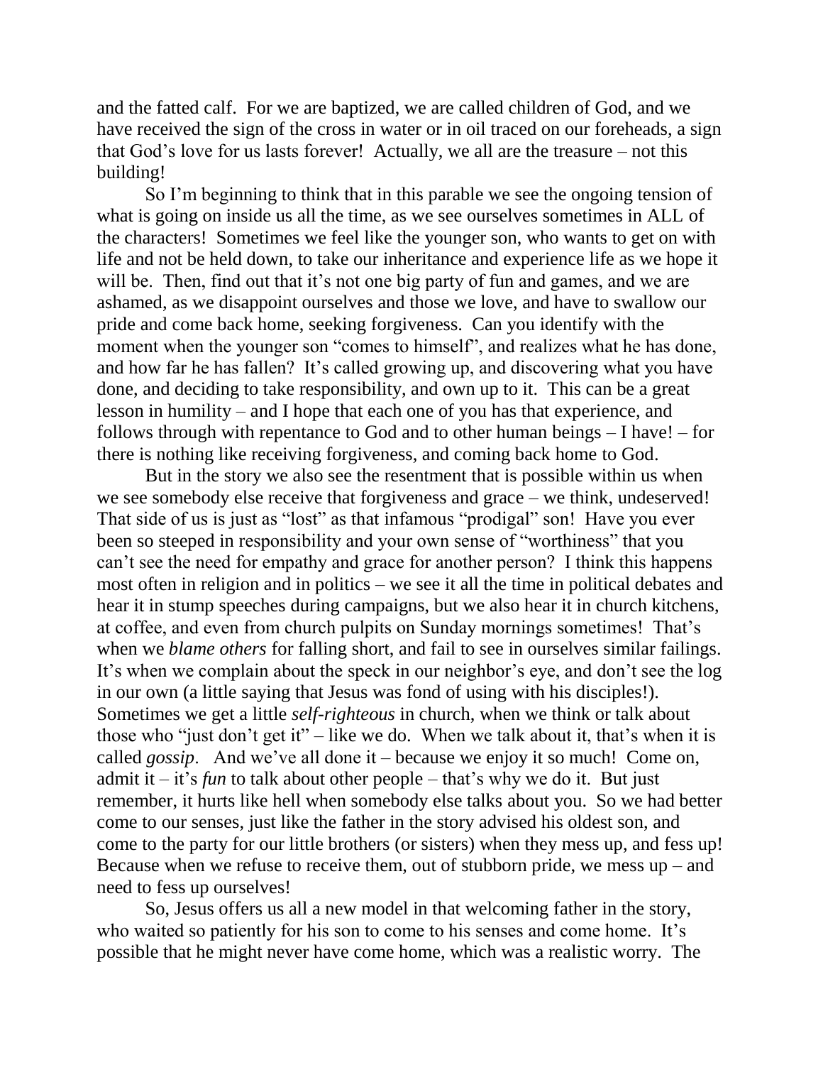and the fatted calf. For we are baptized, we are called children of God, and we have received the sign of the cross in water or in oil traced on our foreheads, a sign that God's love for us lasts forever! Actually, we all are the treasure – not this building!

So I'm beginning to think that in this parable we see the ongoing tension of what is going on inside us all the time, as we see ourselves sometimes in ALL of the characters! Sometimes we feel like the younger son, who wants to get on with life and not be held down, to take our inheritance and experience life as we hope it will be. Then, find out that it's not one big party of fun and games, and we are ashamed, as we disappoint ourselves and those we love, and have to swallow our pride and come back home, seeking forgiveness. Can you identify with the moment when the younger son "comes to himself", and realizes what he has done, and how far he has fallen? It's called growing up, and discovering what you have done, and deciding to take responsibility, and own up to it. This can be a great lesson in humility – and I hope that each one of you has that experience, and follows through with repentance to God and to other human beings – I have! – for there is nothing like receiving forgiveness, and coming back home to God.

But in the story we also see the resentment that is possible within us when we see somebody else receive that forgiveness and grace – we think, undeserved! That side of us is just as "lost" as that infamous "prodigal" son! Have you ever been so steeped in responsibility and your own sense of "worthiness" that you can't see the need for empathy and grace for another person? I think this happens most often in religion and in politics – we see it all the time in political debates and hear it in stump speeches during campaigns, but we also hear it in church kitchens, at coffee, and even from church pulpits on Sunday mornings sometimes! That's when we *blame others* for falling short, and fail to see in ourselves similar failings. It's when we complain about the speck in our neighbor's eye, and don't see the log in our own (a little saying that Jesus was fond of using with his disciples!). Sometimes we get a little *self-righteous* in church, when we think or talk about those who "just don't get it" – like we do. When we talk about it, that's when it is called *gossip*. And we've all done it – because we enjoy it so much! Come on, admit it – it's *fun* to talk about other people – that's why we do it. But just remember, it hurts like hell when somebody else talks about you. So we had better come to our senses, just like the father in the story advised his oldest son, and come to the party for our little brothers (or sisters) when they mess up, and fess up! Because when we refuse to receive them, out of stubborn pride, we mess up – and need to fess up ourselves!

So, Jesus offers us all a new model in that welcoming father in the story, who waited so patiently for his son to come to his senses and come home. It's possible that he might never have come home, which was a realistic worry. The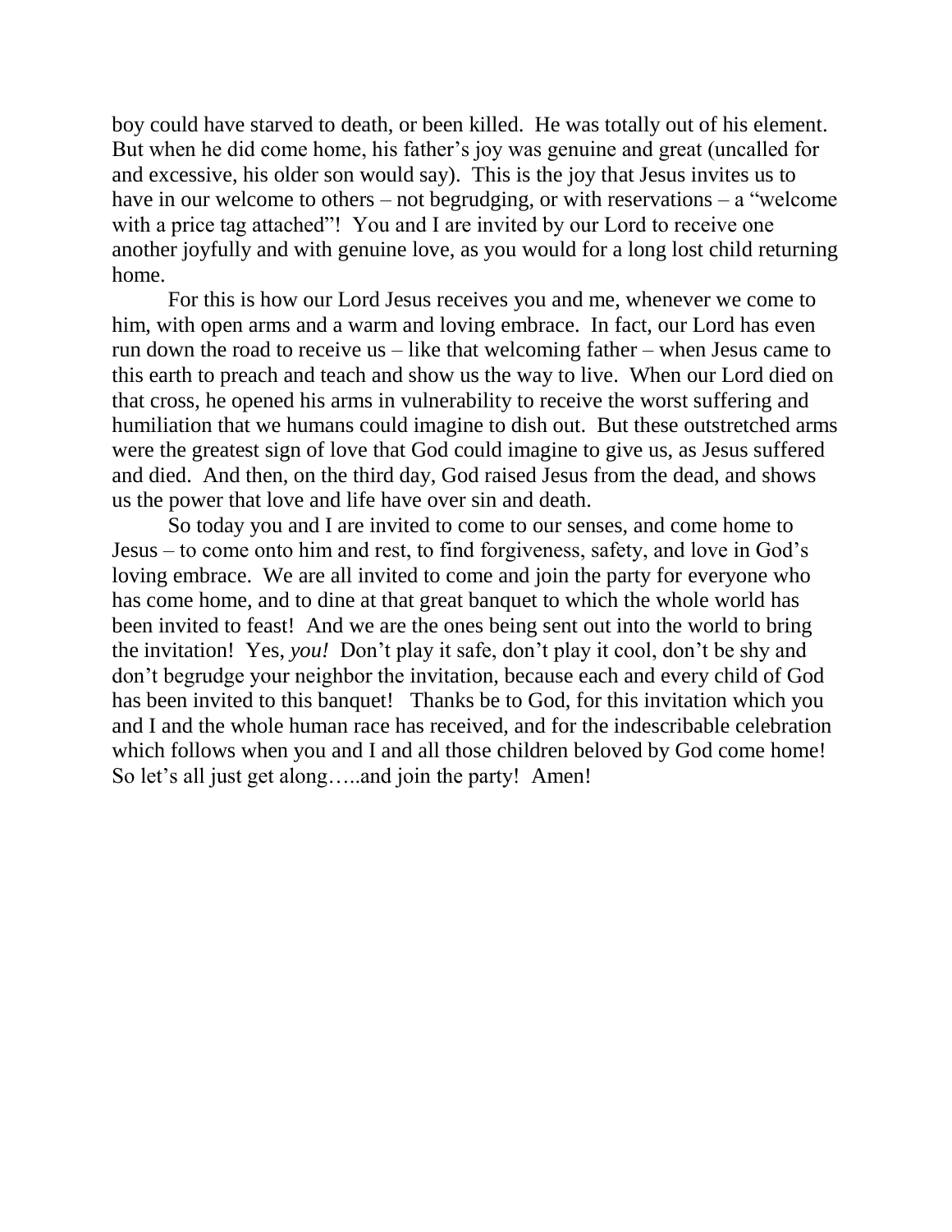boy could have starved to death, or been killed. He was totally out of his element. But when he did come home, his father's joy was genuine and great (uncalled for and excessive, his older son would say). This is the joy that Jesus invites us to have in our welcome to others – not begrudging, or with reservations – a "welcome with a price tag attached"! You and I are invited by our Lord to receive one another joyfully and with genuine love, as you would for a long lost child returning home.

For this is how our Lord Jesus receives you and me, whenever we come to him, with open arms and a warm and loving embrace. In fact, our Lord has even run down the road to receive us – like that welcoming father – when Jesus came to this earth to preach and teach and show us the way to live. When our Lord died on that cross, he opened his arms in vulnerability to receive the worst suffering and humiliation that we humans could imagine to dish out. But these outstretched arms were the greatest sign of love that God could imagine to give us, as Jesus suffered and died. And then, on the third day, God raised Jesus from the dead, and shows us the power that love and life have over sin and death.

So today you and I are invited to come to our senses, and come home to Jesus – to come onto him and rest, to find forgiveness, safety, and love in God's loving embrace. We are all invited to come and join the party for everyone who has come home, and to dine at that great banquet to which the whole world has been invited to feast! And we are the ones being sent out into the world to bring the invitation! Yes, *you!* Don't play it safe, don't play it cool, don't be shy and don't begrudge your neighbor the invitation, because each and every child of God has been invited to this banquet! Thanks be to God, for this invitation which you and I and the whole human race has received, and for the indescribable celebration which follows when you and I and all those children beloved by God come home! So let's all just get along…..and join the party! Amen!